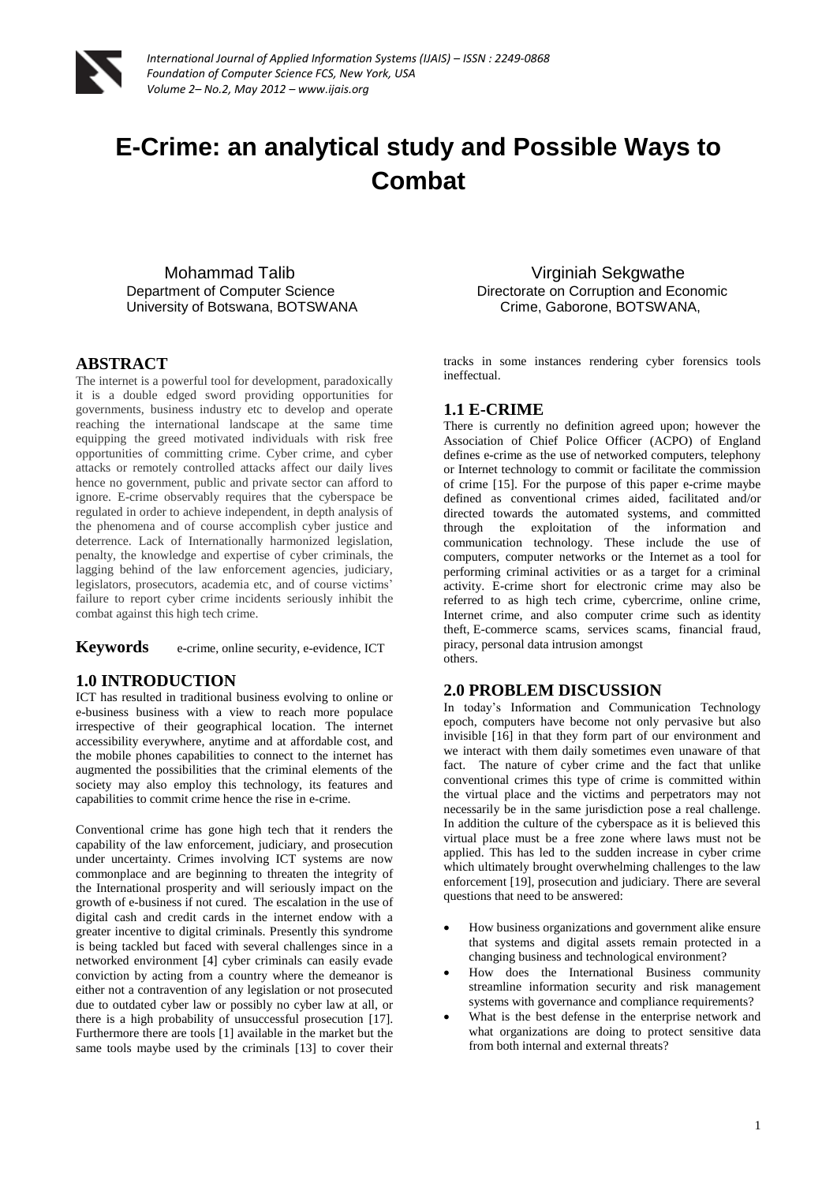# E-Crime: an analytical study and Possible Ways to Combat

Mohammad Talib
Department of Computer Science
University of Botswana, BOTSWANA

Virginiah Sekgwathe
Directorate on Corruption and Economic Crime, Gaborone, BOTSWANA,

## ABSTRACT

The internet is a powerful tool for development, paradoxically it is a double edged sword providing opportunities for governments, business industry etc to develop and operate reaching the international landscape at the same time equipping the greed motivated individuals with risk free opportunities of committing crime. Cyber crime, and cyber attacks or remotely controlled attacks affect our daily lives hence no government, public and private sector can afford to ignore. E-crime observably requires that the cyberspace be regulated in order to achieve independent, in depth analysis of the phenomena and of course accomplish cyber justice and deterrence. Lack of Internationally harmonized legislation, penalty, the knowledge and expertise of cyber criminals, the lagging behind of the law enforcement agencies, judiciary, legislators, prosecutors, academia etc, and of course victims' failure to report cyber crime incidents seriously inhibit the combat against this high tech crime.

**Keywords** e-crime, online security, e-evidence, ICT

## 1.0 INTRODUCTION

ICT has resulted in traditional business evolving to online or e-business business with a view to reach more populace irrespective of their geographical location. The internet accessibility everywhere, anytime and at affordable cost, and the mobile phones capabilities to connect to the internet has augmented the possibilities that the criminal elements of the society may also employ this technology, its features and capabilities to commit crime hence the rise in e-crime.

Conventional crime has gone high tech that it renders the capability of the law enforcement, judiciary, and prosecution under uncertainty. Crimes involving ICT systems are now commonplace and are beginning to threaten the integrity of the International prosperity and will seriously impact on the growth of e-business if not cured. The escalation in the use of digital cash and credit cards in the internet endow with a greater incentive to digital criminals. Presently this syndrome is being tackled but faced with several challenges since in a networked environment [4] cyber criminals can easily evade conviction by acting from a country where the demeanor is either not a contravention of any legislation or not prosecuted due to outdated cyber law or possibly no cyber law at all, or there is a high probability of unsuccessful prosecution [17]. Furthermore there are tools [1] available in the market but the same tools maybe used by the criminals [13] to cover their tracks in some instances rendering cyber forensics tools ineffectual.

## 1.1 E-CRIME

There is currently no definition agreed upon; however the Association of Chief Police Officer (ACPO) of England defines e-crime as the use of networked computers, telephony or Internet technology to commit or facilitate the commission of crime [15]. For the purpose of this paper e-crime maybe defined as conventional crimes aided, facilitated and/or directed towards the automated systems, and committed through the exploitation of the information and communication technology. These include the use of computers, computer networks or the Internet as a tool for performing criminal activities or as a target for a criminal activity. E-crime short for electronic crime may also be referred to as high tech crime, cybercrime, online crime, Internet crime, and also computer crime such as identity theft, E-commerce scams, services scams, financial fraud, piracy, personal data intrusion amongst others.

## 2.0 PROBLEM DISCUSSION

In today's Information and Communication Technology epoch, computers have become not only pervasive but also invisible [16] in that they form part of our environment and we interact with them daily sometimes even unaware of that fact. The nature of cyber crime and the fact that unlike conventional crimes this type of crime is committed within the virtual place and the victims and perpetrators may not necessarily be in the same jurisdiction pose a real challenge. In addition the culture of the cyberspace as it is believed this virtual place must be a free zone where laws must not be applied. This has led to the sudden increase in cyber crime which ultimately brought overwhelming challenges to the law enforcement [19], prosecution and judiciary. There are several questions that need to be answered:

- How business organizations and government alike ensure that systems and digital assets remain protected in a changing business and technological environment?
- How does the International Business community streamline information security and risk management systems with governance and compliance requirements?
- What is the best defense in the enterprise network and what organizations are doing to protect sensitive data from both internal and external threats?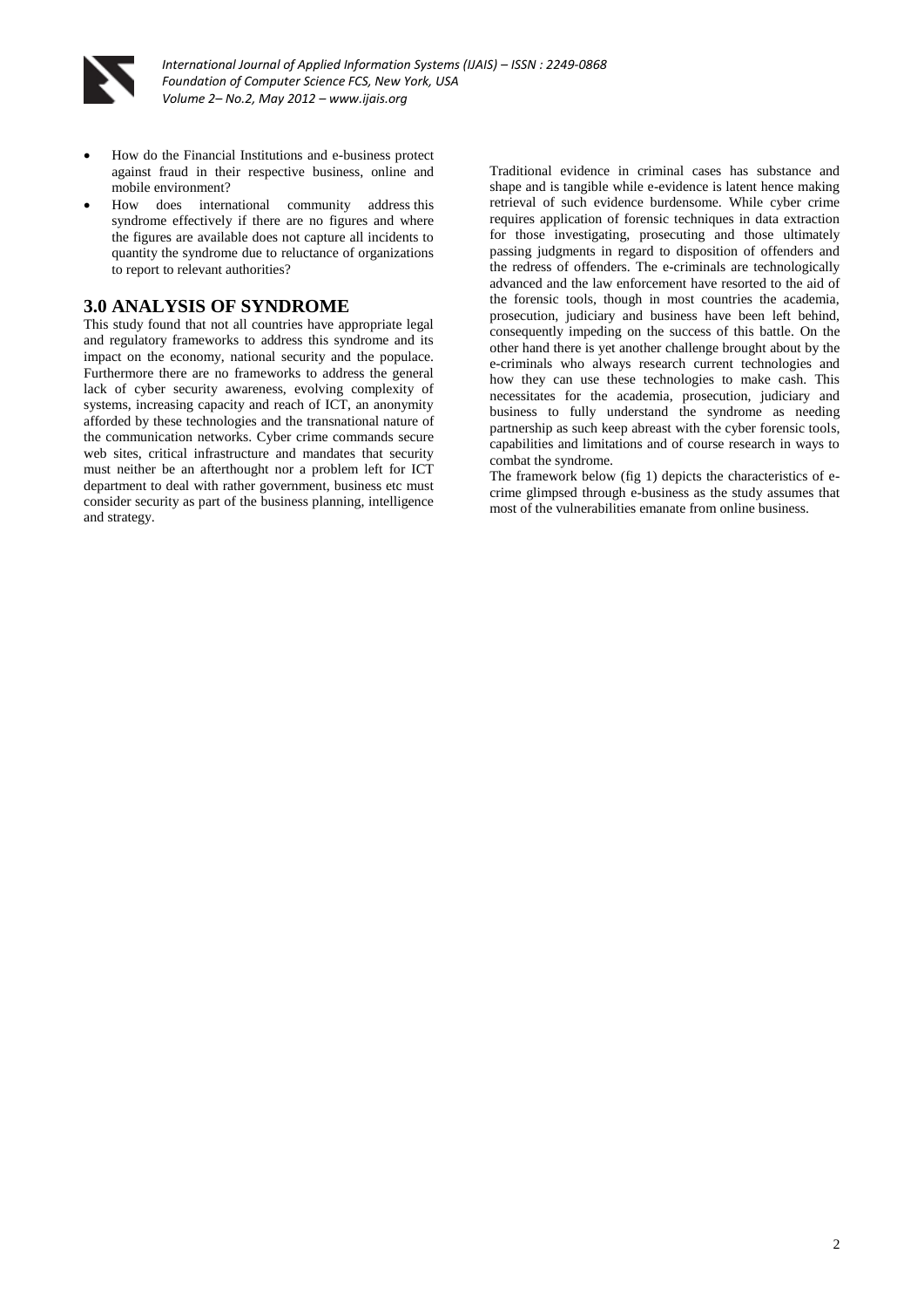- How do the Financial Institutions and e-business protect against fraud in their respective business, online and mobile environment?
- How does international community address this syndrome effectively if there are no figures and where the figures are available does not capture all incidents to quantity the syndrome due to reluctance of organizations to report to relevant authorities?

## 3.0 ANALYSIS OF SYNDROME

This study found that not all countries have appropriate legal and regulatory frameworks to address this syndrome and its impact on the economy, national security and the populace. Furthermore there are no frameworks to address the general lack of cyber security awareness, evolving complexity of systems, increasing capacity and reach of ICT, an anonymity afforded by these technologies and the transnational nature of the communication networks. Cyber crime commands secure web sites, critical infrastructure and mandates that security must neither be an afterthought nor a problem left for ICT department to deal with rather government, business etc must consider security as part of the business planning, intelligence and strategy.

Traditional evidence in criminal cases has substance and shape and is tangible while e-evidence is latent hence making retrieval of such evidence burdensome. While cyber crime requires application of forensic techniques in data extraction for those investigating, prosecuting and those ultimately passing judgments in regard to disposition of offenders and the redress of offenders. The e-criminals are technologically advanced and the law enforcement have resorted to the aid of the forensic tools, though in most countries the academia, prosecution, judiciary and business have been left behind, consequently impeding on the success of this battle. On the other hand there is yet another challenge brought about by the e-criminals who always research current technologies and how they can use these technologies to make cash. This necessitates for the academia, prosecution, judiciary and business to fully understand the syndrome as needing partnership as such keep abreast with the cyber forensic tools, capabilities and limitations and of course research in ways to combat the syndrome.

The framework below (fig 1) depicts the characteristics of e-crime glimpsed through e-business as the study assumes that most of the vulnerabilities emanate from online business.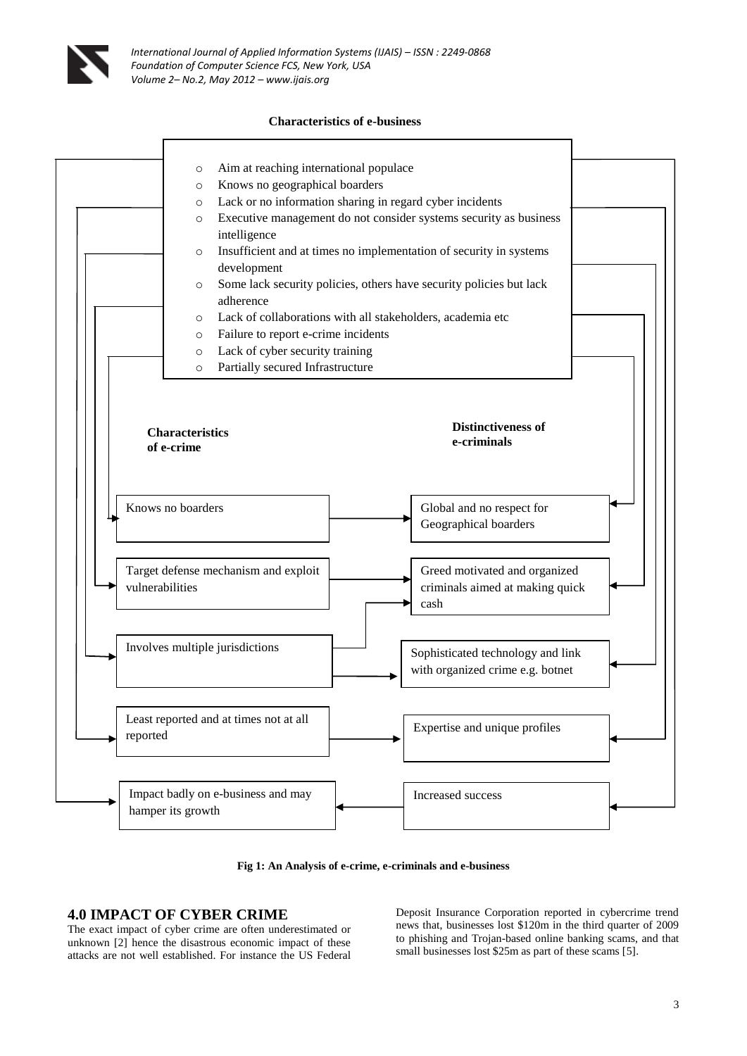**Characteristics of e-business**

- Aim at reaching international populace
- Knows no geographical boarders
- Lack or no information sharing in regard cyber incidents
- Executive management do not consider systems security as business intelligence
- Insufficient and at times no implementation of security in systems development
- Some lack security policies, others have security policies but lack adherence
- Lack of collaborations with all stakeholders, academia etc
- Failure to report e-crime incidents
- Lack of cyber security training
- Partially secured Infrastructure

| Characteristics of e-crime | Distinctiveness of e-criminals |
|---|---|
| Knows no boarders | Global and no respect for Geographical boarders |
| Target defense mechanism and exploit vulnerabilities | Greed motivated and organized criminals aimed at making quick cash |
| Involves multiple jurisdictions | Sophisticated technology and link with organized crime e.g. botnet |
| Least reported and at times not at all reported | Expertise and unique profiles |
| Impact badly on e-business and may hamper its growth | Increased success |

**Fig 1: An Analysis of e-crime, e-criminals and e-business**

## 4.0 IMPACT OF CYBER CRIME

The exact impact of cyber crime are often underestimated or unknown [2] hence the disastrous economic impact of these attacks are not well established. For instance the US Federal Deposit Insurance Corporation reported in cybercrime trend news that, businesses lost \$120m in the third quarter of 2009 to phishing and Trojan-based online banking scams, and that small businesses lost \$25m as part of these scams [5].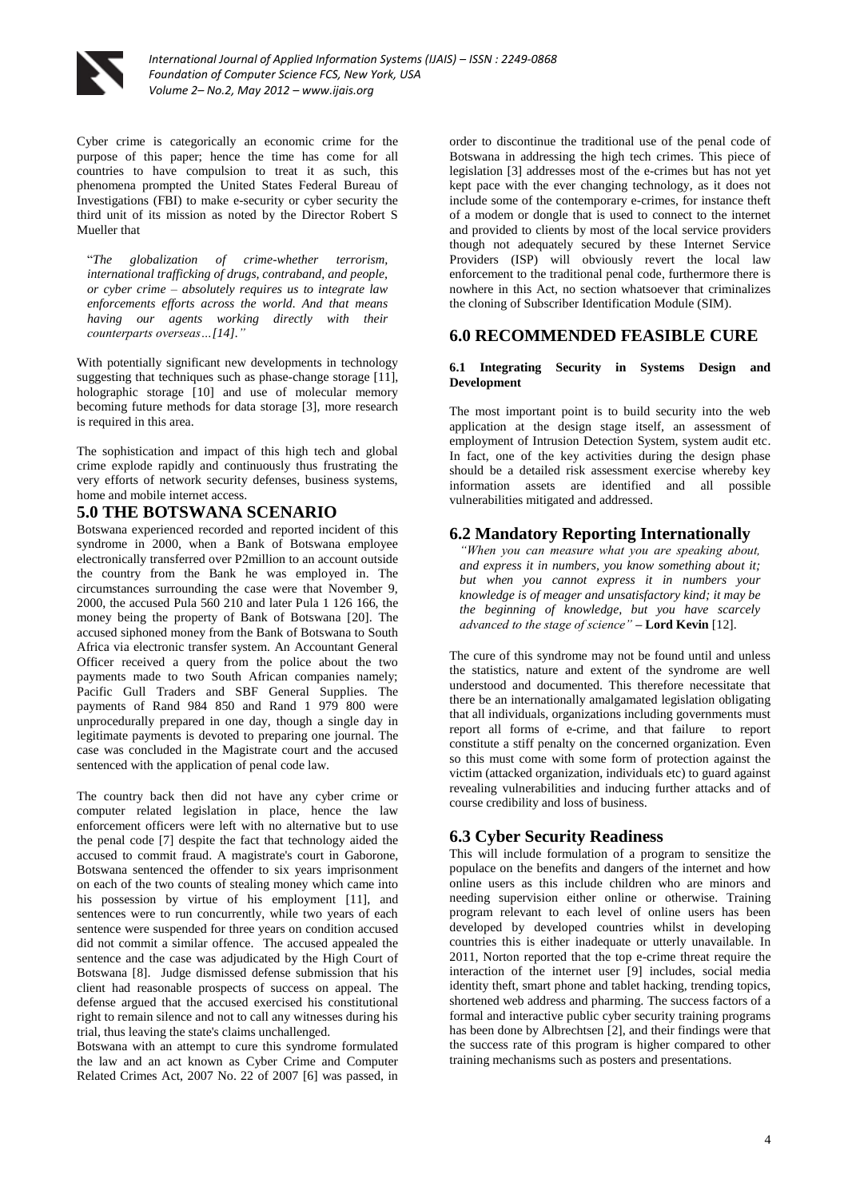Cyber crime is categorically an economic crime for the purpose of this paper; hence the time has come for all countries to have compulsion to treat it as such, this phenomena prompted the United States Federal Bureau of Investigations (FBI) to make e-security or cyber security the third unit of its mission as noted by the Director Robert S Mueller that

> "*The globalization of crime-whether terrorism, international trafficking of drugs, contraband, and people, or cyber crime – absolutely requires us to integrate law enforcements efforts across the world. And that means having our agents working directly with their counterparts overseas…[14].*"

With potentially significant new developments in technology suggesting that techniques such as phase-change storage [11], holographic storage [10] and use of molecular memory becoming future methods for data storage [3], more research is required in this area.

The sophistication and impact of this high tech and global crime explode rapidly and continuously thus frustrating the very efforts of network security defenses, business systems, home and mobile internet access.

## 5.0 THE BOTSWANA SCENARIO

Botswana experienced recorded and reported incident of this syndrome in 2000, when a Bank of Botswana employee electronically transferred over P2million to an account outside the country from the Bank he was employed in. The circumstances surrounding the case were that November 9, 2000, the accused Pula 560 210 and later Pula 1 126 166, the money being the property of Bank of Botswana [20]. The accused siphoned money from the Bank of Botswana to South Africa via electronic transfer system. An Accountant General Officer received a query from the police about the two payments made to two South African companies namely; Pacific Gull Traders and SBF General Supplies. The payments of Rand 984 850 and Rand 1 979 800 were unprocedurally prepared in one day, though a single day in legitimate payments is devoted to preparing one journal. The case was concluded in the Magistrate court and the accused sentenced with the application of penal code law.

The country back then did not have any cyber crime or computer related legislation in place, hence the law enforcement officers were left with no alternative but to use the penal code [7] despite the fact that technology aided the accused to commit fraud. A magistrate's court in Gaborone, Botswana sentenced the offender to six years imprisonment on each of the two counts of stealing money which came into his possession by virtue of his employment [11], and sentences were to run concurrently, while two years of each sentence were suspended for three years on condition accused did not commit a similar offence. The accused appealed the sentence and the case was adjudicated by the High Court of Botswana [8]. Judge dismissed defense submission that his client had reasonable prospects of success on appeal. The defense argued that the accused exercised his constitutional right to remain silence and not to call any witnesses during his trial, thus leaving the state's claims unchallenged.

Botswana with an attempt to cure this syndrome formulated the law and an act known as Cyber Crime and Computer Related Crimes Act, 2007 No. 22 of 2007 [6] was passed, in order to discontinue the traditional use of the penal code of Botswana in addressing the high tech crimes. This piece of legislation [3] addresses most of the e-crimes but has not yet kept pace with the ever changing technology, as it does not include some of the contemporary e-crimes, for instance theft of a modem or dongle that is used to connect to the internet and provided to clients by most of the local service providers though not adequately secured by these Internet Service Providers (ISP) will obviously revert the local law enforcement to the traditional penal code, furthermore there is nowhere in this Act, no section whatsoever that criminalizes the cloning of Subscriber Identification Module (SIM).

## 6.0 RECOMMENDED FEASIBLE CURE

### 6.1 Integrating Security in Systems Design and Development

The most important point is to build security into the web application at the design stage itself, an assessment of employment of Intrusion Detection System, system audit etc. In fact, one of the key activities during the design phase should be a detailed risk assessment exercise whereby key information assets are identified and all possible vulnerabilities mitigated and addressed.

### 6.2 Mandatory Reporting Internationally

> *"When you can measure what you are speaking about, and express it in numbers, you know something about it; but when you cannot express it in numbers your knowledge is of meager and unsatisfactory kind; it may be the beginning of knowledge, but you have scarcely advanced to the stage of science"* **– Lord Kevin** [12].

The cure of this syndrome may not be found until and unless the statistics, nature and extent of the syndrome are well understood and documented. This therefore necessitate that there be an internationally amalgamated legislation obligating that all individuals, organizations including governments must report all forms of e-crime, and that failure to report constitute a stiff penalty on the concerned organization. Even so this must come with some form of protection against the victim (attacked organization, individuals etc) to guard against revealing vulnerabilities and inducing further attacks and of course credibility and loss of business.

### 6.3 Cyber Security Readiness

This will include formulation of a program to sensitize the populace on the benefits and dangers of the internet and how online users as this include children who are minors and needing supervision either online or otherwise. Training program relevant to each level of online users has been developed by developed countries whilst in developing countries this is either inadequate or utterly unavailable. In 2011, Norton reported that the top e-crime threat require the interaction of the internet user [9] includes, social media identity theft, smart phone and tablet hacking, trending topics, shortened web address and pharming. The success factors of a formal and interactive public cyber security training programs has been done by Albrechtsen [2], and their findings were that the success rate of this program is higher compared to other training mechanisms such as posters and presentations.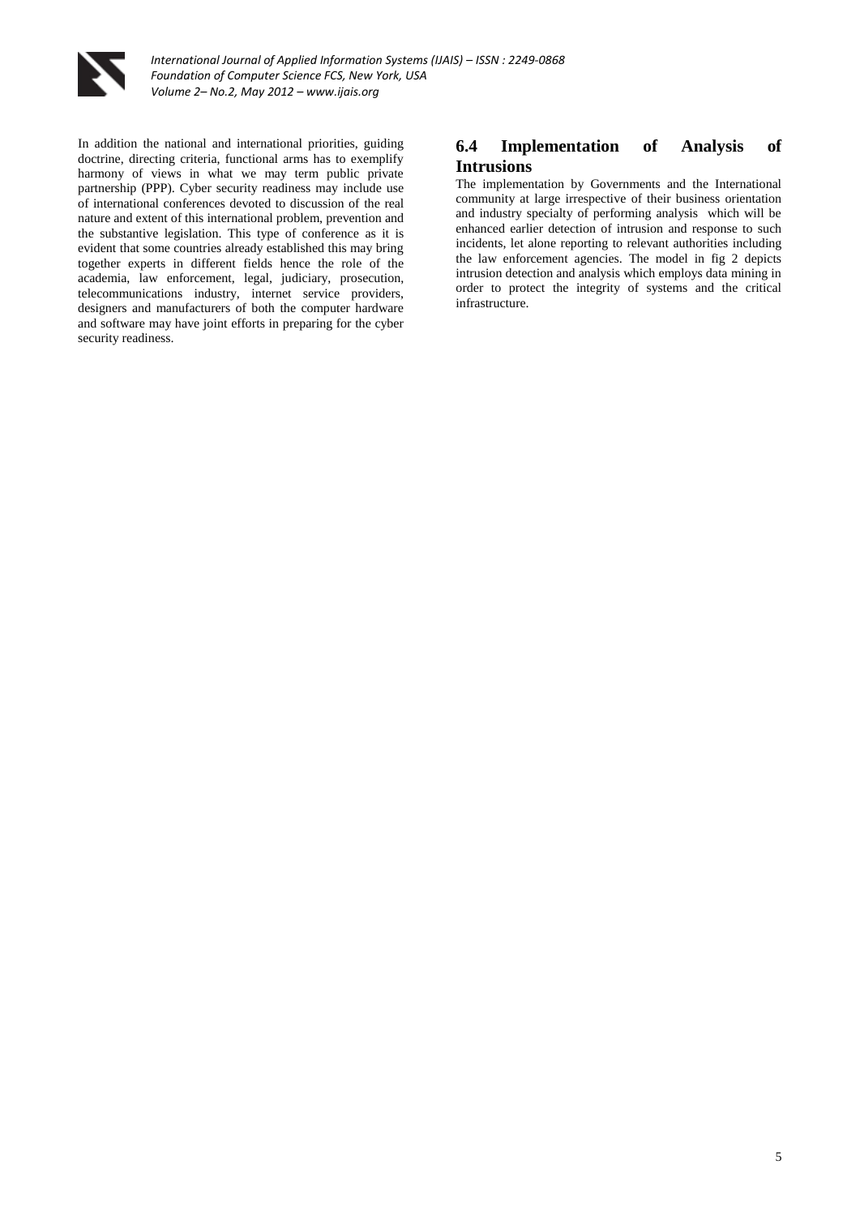In addition the national and international priorities, guiding doctrine, directing criteria, functional arms has to exemplify harmony of views in what we may term public private partnership (PPP). Cyber security readiness may include use of international conferences devoted to discussion of the real nature and extent of this international problem, prevention and the substantive legislation. This type of conference as it is evident that some countries already established this may bring together experts in different fields hence the role of the academia, law enforcement, legal, judiciary, prosecution, telecommunications industry, internet service providers, designers and manufacturers of both the computer hardware and software may have joint efforts in preparing for the cyber security readiness.

### 6.4 Implementation of Analysis of Intrusions

The implementation by Governments and the International community at large irrespective of their business orientation and industry specialty of performing analysis which will be enhanced earlier detection of intrusion and response to such incidents, let alone reporting to relevant authorities including the law enforcement agencies. The model in fig 2 depicts intrusion detection and analysis which employs data mining in order to protect the integrity of systems and the critical infrastructure.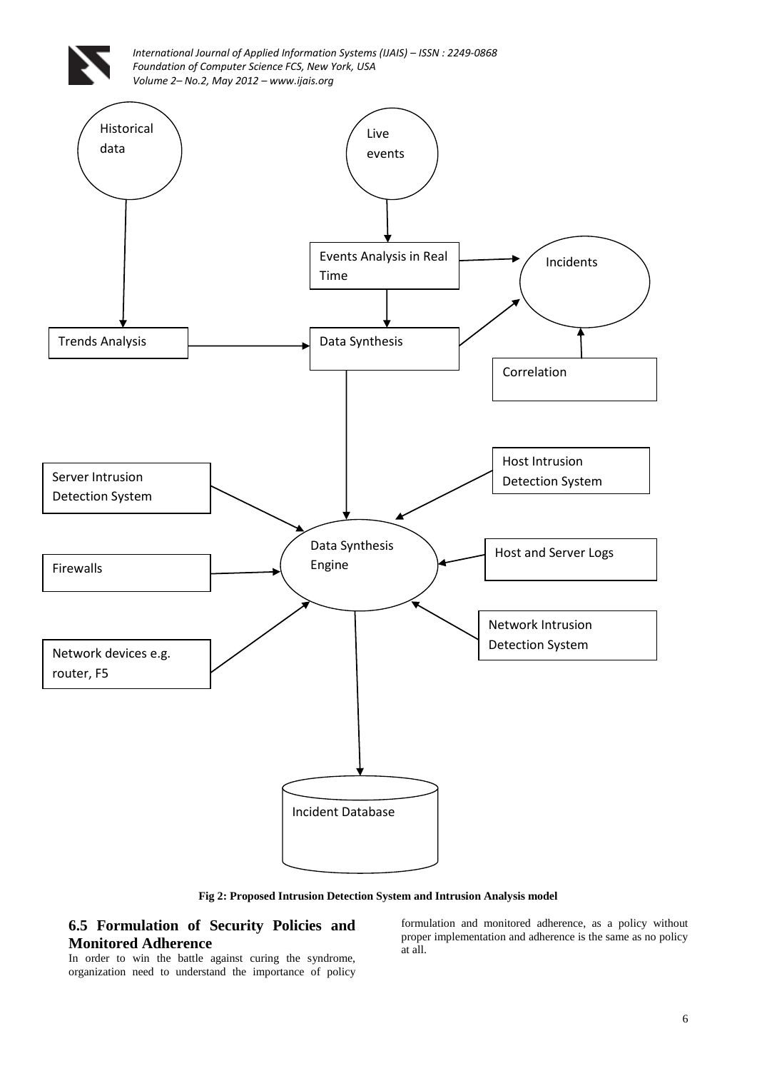Fig 2: Proposed Intrusion Detection System and Intrusion Analysis model

## 6.5 Formulation of Security Policies and Monitored Adherence

In order to win the battle against curing the syndrome, organization need to understand the importance of policy formulation and monitored adherence, as a policy without proper implementation and adherence is the same as no policy at all.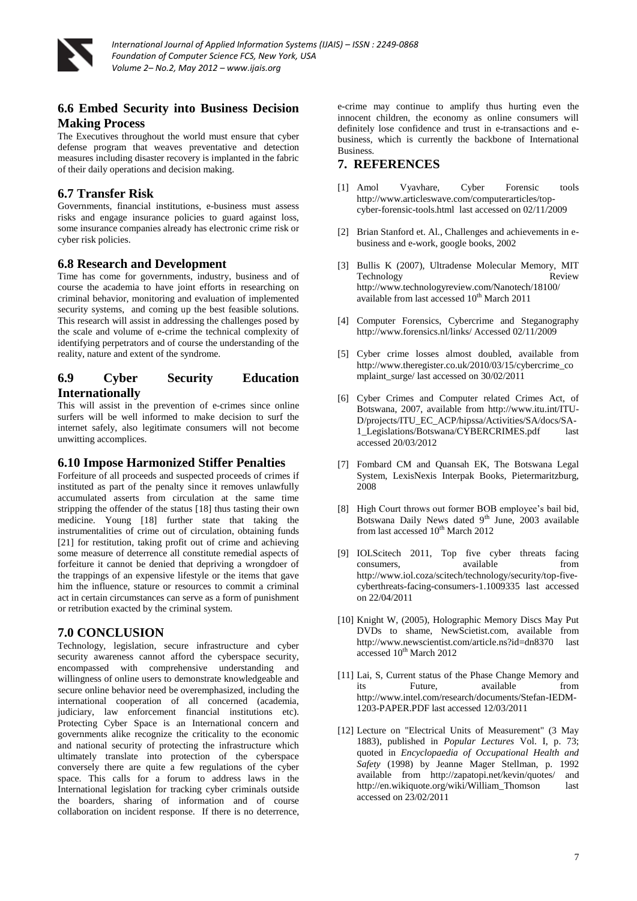## 6.6 Embed Security into Business Decision Making Process

The Executives throughout the world must ensure that cyber defense program that weaves preventative and detection measures including disaster recovery is implanted in the fabric of their daily operations and decision making.

## 6.7 Transfer Risk

Governments, financial institutions, e-business must assess risks and engage insurance policies to guard against loss, some insurance companies already has electronic crime risk or cyber risk policies.

## 6.8 Research and Development

Time has come for governments, industry, business and of course the academia to have joint efforts in researching on criminal behavior, monitoring and evaluation of implemented security systems, and coming up the best feasible solutions. This research will assist in addressing the challenges posed by the scale and volume of e-crime the technical complexity of identifying perpetrators and of course the understanding of the reality, nature and extent of the syndrome.

## 6.9 Cyber Security Education Internationally

This will assist in the prevention of e-crimes since online surfers will be well informed to make decision to surf the internet safely, also legitimate consumers will not become unwitting accomplices.

## 6.10 Impose Harmonized Stiffer Penalties

Forfeiture of all proceeds and suspected proceeds of crimes if instituted as part of the penalty since it removes unlawfully accumulated asserts from circulation at the same time stripping the offender of the status [18] thus tasting their own medicine. Young [18] further state that taking the instrumentalities of crime out of circulation, obtaining funds [21] for restitution, taking profit out of crime and achieving some measure of deterrence all constitute remedial aspects of forfeiture it cannot be denied that depriving a wrongdoer of the trappings of an expensive lifestyle or the items that gave him the influence, stature or resources to commit a criminal act in certain circumstances can serve as a form of punishment or retribution exacted by the criminal system.

# 7.0 CONCLUSION

Technology, legislation, secure infrastructure and cyber security awareness cannot afford the cyberspace security, encompassed with comprehensive understanding and willingness of online users to demonstrate knowledgeable and secure online behavior need be overemphasized, including the international cooperation of all concerned (academia, judiciary, law enforcement financial institutions etc). Protecting Cyber Space is an International concern and governments alike recognize the criticality to the economic and national security of protecting the infrastructure which ultimately translate into protection of the cyberspace conversely there are quite a few regulations of the cyber space. This calls for a forum to address laws in the International legislation for tracking cyber criminals outside the boarders, sharing of information and of course collaboration on incident response. If there is no deterrence, e-crime may continue to amplify thus hurting even the innocent children, the economy as online consumers will definitely lose confidence and trust in e-transactions and e-business, which is currently the backbone of International Business.

# 7. REFERENCES

[1] Amol Vyavhare, Cyber Forensic tools http://www.articleswave.com/computerarticles/top-cyber-forensic-tools.html last accessed on 02/11/2009

[2] Brian Stanford et. Al., Challenges and achievements in e-business and e-work, google books, 2002

[3] Bullis K (2007), Ultradense Molecular Memory, MIT Technology Review http://www.technologyreview.com/Nanotech/18100/ available from last accessed 10th March 2011

[4] Computer Forensics, Cybercrime and Steganography http://www.forensics.nl/links/ Accessed 02/11/2009

[5] Cyber crime losses almost doubled, available from http://www.theregister.co.uk/2010/03/15/cybercrime_complaint_surge/ last accessed on 30/02/2011

[6] Cyber Crimes and Computer related Crimes Act, of Botswana, 2007, available from http://www.itu.int/ITU-D/projects/ITU_EC_ACP/hipssa/Activities/SA/docs/SA-1_Legislations/Botswana/CYBERCRIMES.pdf last accessed 20/03/2012

[7] Fombard CM and Quansah EK, The Botswana Legal System, LexisNexis Interpak Books, Pietermaritzburg, 2008

[8] High Court throws out former BOB employee's bail bid, Botswana Daily News dated 9th June, 2003 available from last accessed 10th March 2012

[9] IOLScitech 2011, Top five cyber threats facing consumers, available from http://www.iol.coza/scitech/technology/security/top-five-cyberthreats-facing-consumers-1.1009335 last accessed on 22/04/2011

[10] Knight W, (2005), Holographic Memory Discs May Put DVDs to shame, NewScietist.com, available from http://www.newscientist.com/article.ns?id=dn8370 last accessed 10th March 2012

[11] Lai, S, Current status of the Phase Change Memory and its Future, available from http://www.intel.com/research/documents/Stefan-IEDM-1203-PAPER.PDF last accessed 12/03/2011

[12] Lecture on "Electrical Units of Measurement" (3 May 1883), published in *Popular Lectures* Vol. I, p. 73; quoted in *Encyclopaedia of Occupational Health and Safety* (1998) by Jeanne Mager Stellman, p. 1992 available from http://zapatopi.net/kevin/quotes/ and http://en.wikiquote.org/wiki/William_Thomson last accessed on 23/02/2011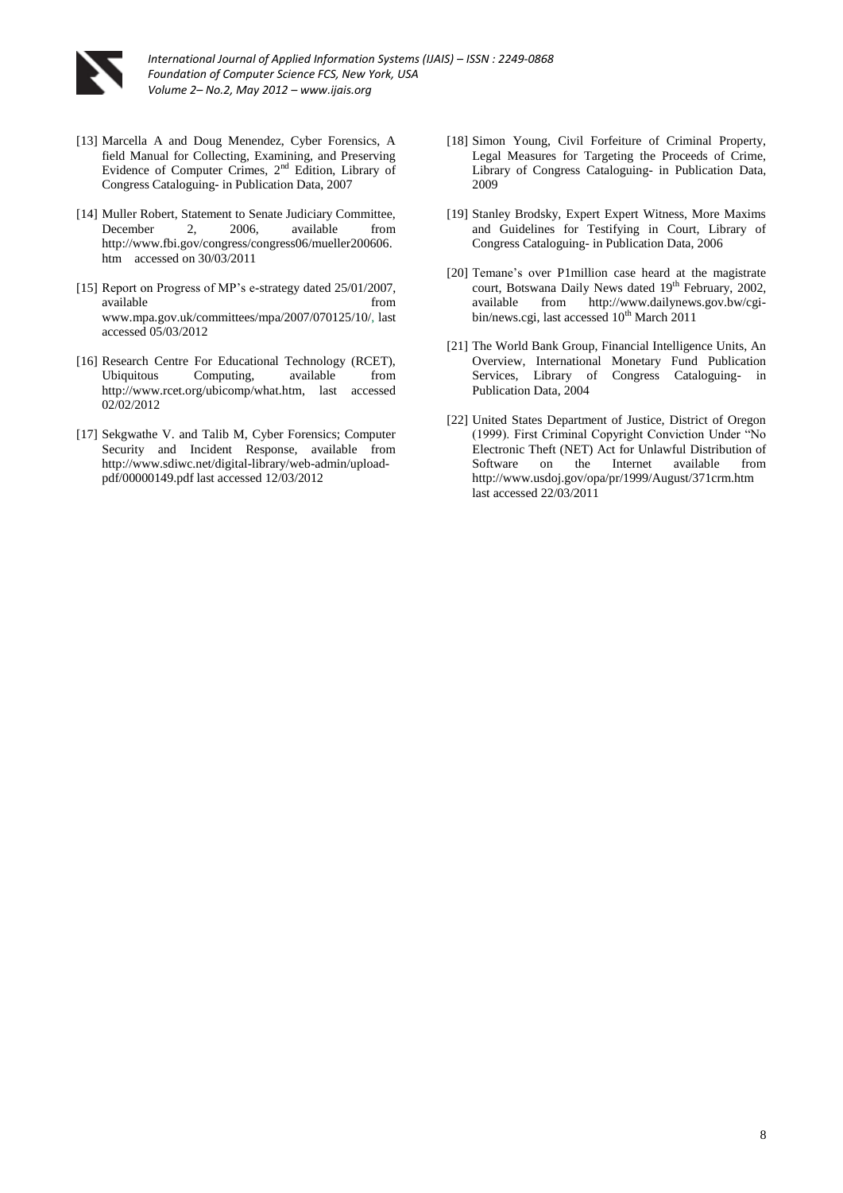[13] Marcella A and Doug Menendez, Cyber Forensics, A field Manual for Collecting, Examining, and Preserving Evidence of Computer Crimes, 2nd Edition, Library of Congress Cataloguing- in Publication Data, 2007

[14] Muller Robert, Statement to Senate Judiciary Committee, December 2, 2006, available from http://www.fbi.gov/congress/congress06/mueller200606.htm accessed on 30/03/2011

[15] Report on Progress of MP's e-strategy dated 25/01/2007, available from www.mpa.gov.uk/committees/mpa/2007/070125/10/, last accessed 05/03/2012

[16] Research Centre For Educational Technology (RCET), Ubiquitous Computing, available from http://www.rcet.org/ubicomp/what.htm, last accessed 02/02/2012

[17] Sekgwathe V. and Talib M, Cyber Forensics; Computer Security and Incident Response, available from http://www.sdiwc.net/digital-library/web-admin/upload-pdf/00000149.pdf last accessed 12/03/2012

[18] Simon Young, Civil Forfeiture of Criminal Property, Legal Measures for Targeting the Proceeds of Crime, Library of Congress Cataloguing- in Publication Data, 2009

[19] Stanley Brodsky, Expert Expert Witness, More Maxims and Guidelines for Testifying in Court, Library of Congress Cataloguing- in Publication Data, 2006

[20] Temane's over P1million case heard at the magistrate court, Botswana Daily News dated 19th February, 2002, available from http://www.dailynews.gov.bw/cgi-bin/news.cgi, last accessed 10th March 2011

[21] The World Bank Group, Financial Intelligence Units, An Overview, International Monetary Fund Publication Services, Library of Congress Cataloguing- in Publication Data, 2004

[22] United States Department of Justice, District of Oregon (1999). First Criminal Copyright Conviction Under "No Electronic Theft (NET) Act for Unlawful Distribution of Software on the Internet available from http://www.usdoj.gov/opa/pr/1999/August/371crm.htm last accessed 22/03/2011